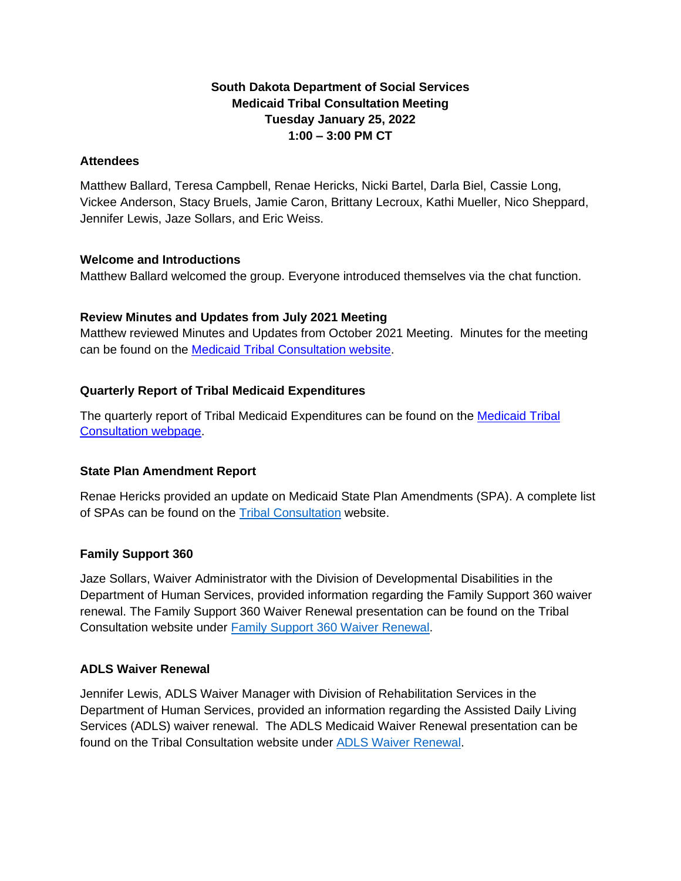**South Dakota Department of Social Services**
**Medicaid Tribal Consultation Meeting**
**Tuesday January 25, 2022**
**1:00 – 3:00 PM CT**

## Attendees

Matthew Ballard, Teresa Campbell, Renae Hericks, Nicki Bartel, Darla Biel, Cassie Long, Vickee Anderson, Stacy Bruels, Jamie Caron, Brittany Lecroux, Kathi Mueller, Nico Sheppard, Jennifer Lewis, Jaze Sollars, and Eric Weiss.

## Welcome and Introductions

Matthew Ballard welcomed the group. Everyone introduced themselves via the chat function.

## Review Minutes and Updates from July 2021 Meeting

Matthew reviewed Minutes and Updates from October 2021 Meeting. Minutes for the meeting can be found on the Medicaid Tribal Consultation website.

## Quarterly Report of Tribal Medicaid Expenditures

The quarterly report of Tribal Medicaid Expenditures can be found on the Medicaid Tribal Consultation webpage.

## State Plan Amendment Report

Renae Hericks provided an update on Medicaid State Plan Amendments (SPA). A complete list of SPAs can be found on the Tribal Consultation website.

## Family Support 360

Jaze Sollars, Waiver Administrator with the Division of Developmental Disabilities in the Department of Human Services, provided information regarding the Family Support 360 waiver renewal. The Family Support 360 Waiver Renewal presentation can be found on the Tribal Consultation website under Family Support 360 Waiver Renewal.

## ADLS Waiver Renewal

Jennifer Lewis, ADLS Waiver Manager with Division of Rehabilitation Services in the Department of Human Services, provided an information regarding the Assisted Daily Living Services (ADLS) waiver renewal. The ADLS Medicaid Waiver Renewal presentation can be found on the Tribal Consultation website under ADLS Waiver Renewal.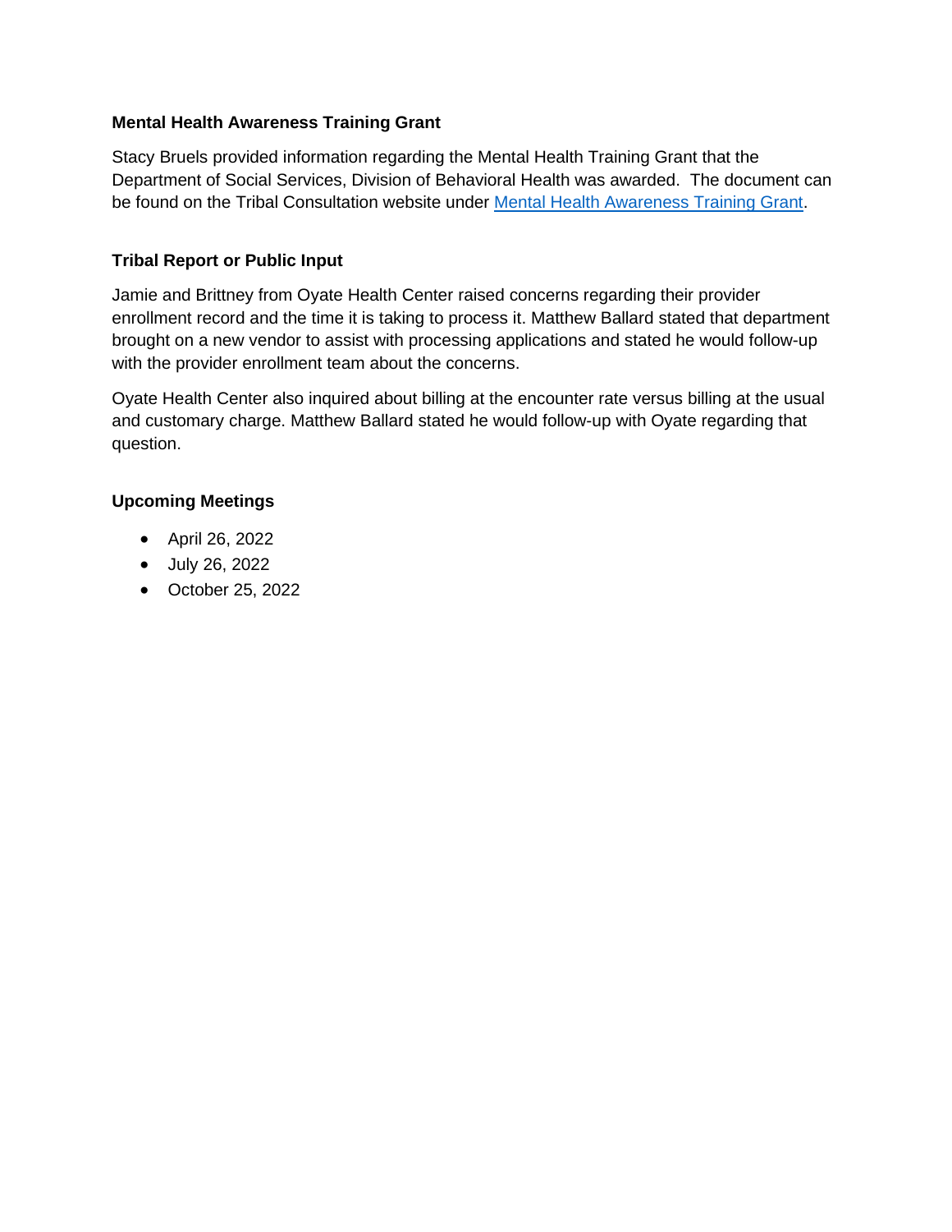**Mental Health Awareness Training Grant**

Stacy Bruels provided information regarding the Mental Health Training Grant that the Department of Social Services, Division of Behavioral Health was awarded. The document can be found on the Tribal Consultation website under [Mental Health Awareness Training Grant].

**Tribal Report or Public Input**

Jamie and Brittney from Oyate Health Center raised concerns regarding their provider enrollment record and the time it is taking to process it. Matthew Ballard stated that department brought on a new vendor to assist with processing applications and stated he would follow-up with the provider enrollment team about the concerns.

Oyate Health Center also inquired about billing at the encounter rate versus billing at the usual and customary charge. Matthew Ballard stated he would follow-up with Oyate regarding that question.

**Upcoming Meetings**

- April 26, 2022
- July 26, 2022
- October 25, 2022